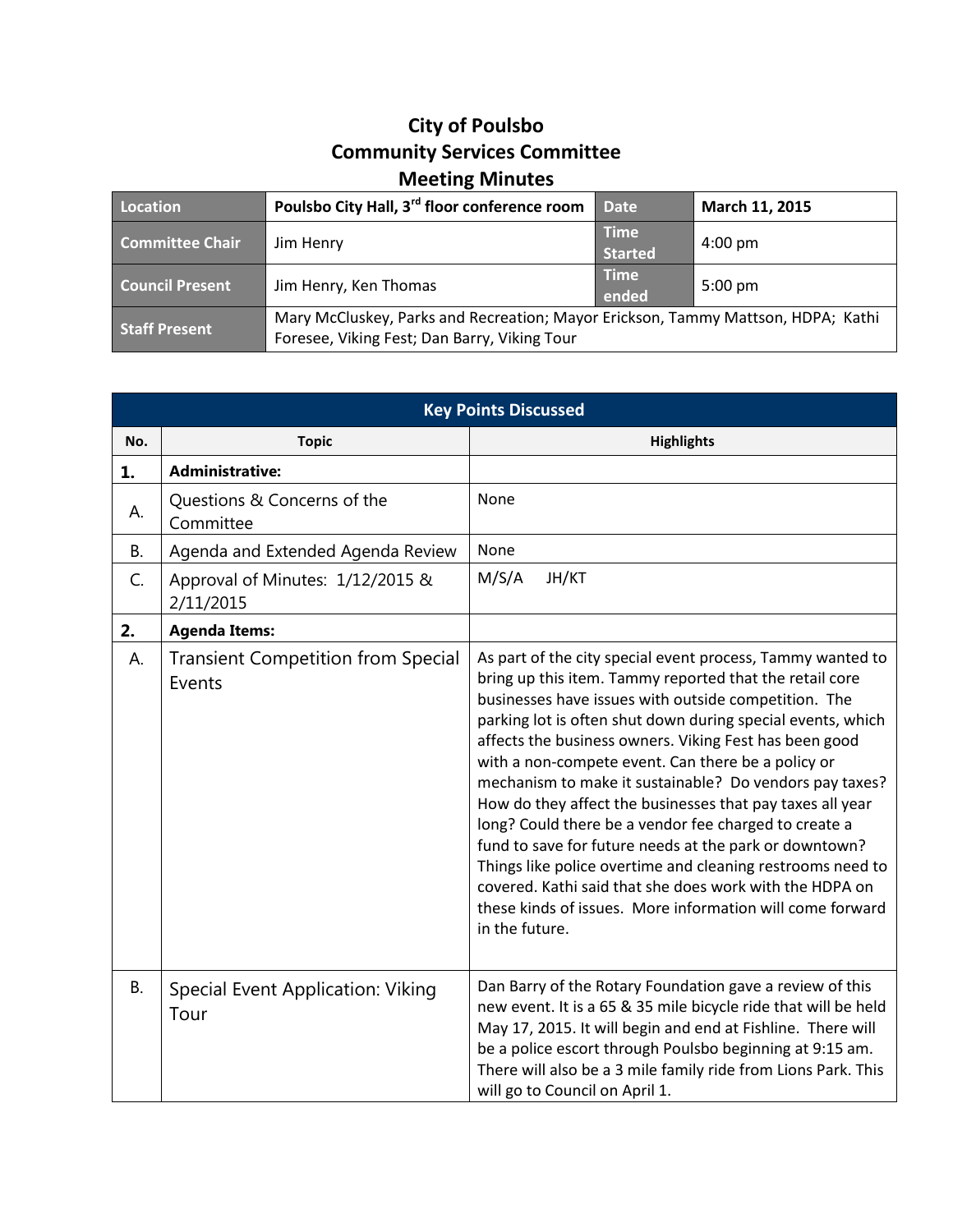# City of Poulsbo
# Community Services Committee
# Meeting Minutes

| Location | Poulsbo City Hall, 3rd floor conference room | Date | March 11, 2015 |
|---|---|---|---|
| Committee Chair | Jim Henry | Time Started | 4:00 pm |
| Council Present | Jim Henry, Ken Thomas | Time ended | 5:00 pm |
| Staff Present | Mary McCluskey, Parks and Recreation; Mayor Erickson, Tammy Mattson, HDPA; Kathi Foresee, Viking Fest; Dan Barry, Viking Tour | | |

| Key Points Discussed | | |
|---|---|---|
| **No.** | **Topic** | **Highlights** |
| **1.** | **Administrative:** | |
| A. | Questions & Concerns of the Committee | None |
| B. | Agenda and Extended Agenda Review | None |
| C. | Approval of Minutes: 1/12/2015 & 2/11/2015 | M/S/A JH/KT |
| **2.** | **Agenda Items:** | |
| A. | Transient Competition from Special Events | As part of the city special event process, Tammy wanted to bring up this item. Tammy reported that the retail core businesses have issues with outside competition. The parking lot is often shut down during special events, which affects the business owners. Viking Fest has been good with a non-compete event. Can there be a policy or mechanism to make it sustainable? Do vendors pay taxes? How do they affect the businesses that pay taxes all year long? Could there be a vendor fee charged to create a fund to save for future needs at the park or downtown? Things like police overtime and cleaning restrooms need to covered. Kathi said that she does work with the HDPA on these kinds of issues. More information will come forward in the future. |
| B. | Special Event Application: Viking Tour | Dan Barry of the Rotary Foundation gave a review of this new event. It is a 65 & 35 mile bicycle ride that will be held May 17, 2015. It will begin and end at Fishline. There will be a police escort through Poulsbo beginning at 9:15 am. There will also be a 3 mile family ride from Lions Park. This will go to Council on April 1. |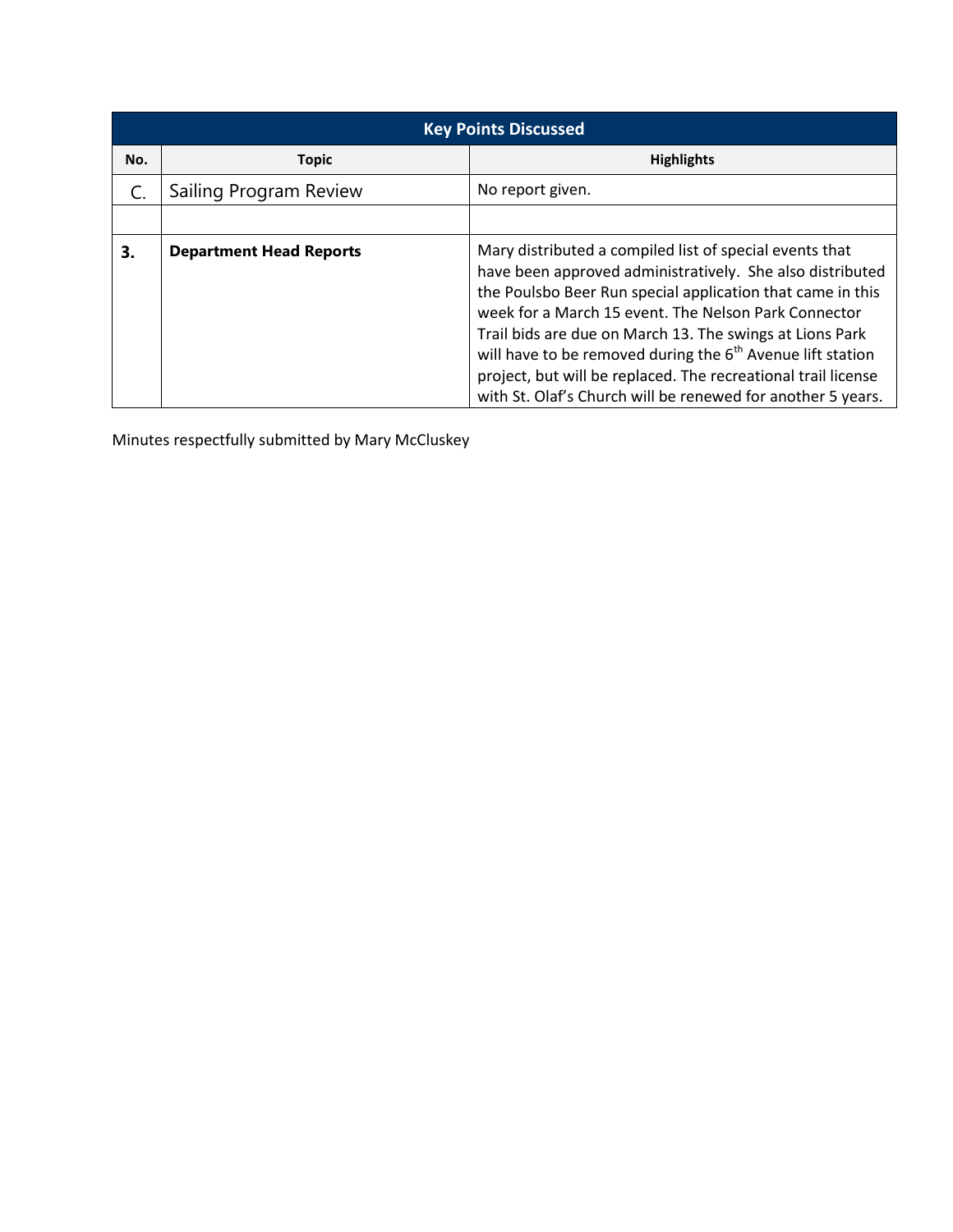| Key Points Discussed | | |
|---|---|---|
| **No.** | **Topic** | **Highlights** |
| C. | Sailing Program Review | No report given. |
| | | |
| **3.** | **Department Head Reports** | Mary distributed a compiled list of special events that have been approved administratively. She also distributed the Poulsbo Beer Run special application that came in this week for a March 15 event. The Nelson Park Connector Trail bids are due on March 13. The swings at Lions Park will have to be removed during the 6th Avenue lift station project, but will be replaced. The recreational trail license with St. Olaf's Church will be renewed for another 5 years. |

Minutes respectfully submitted by Mary McCluskey